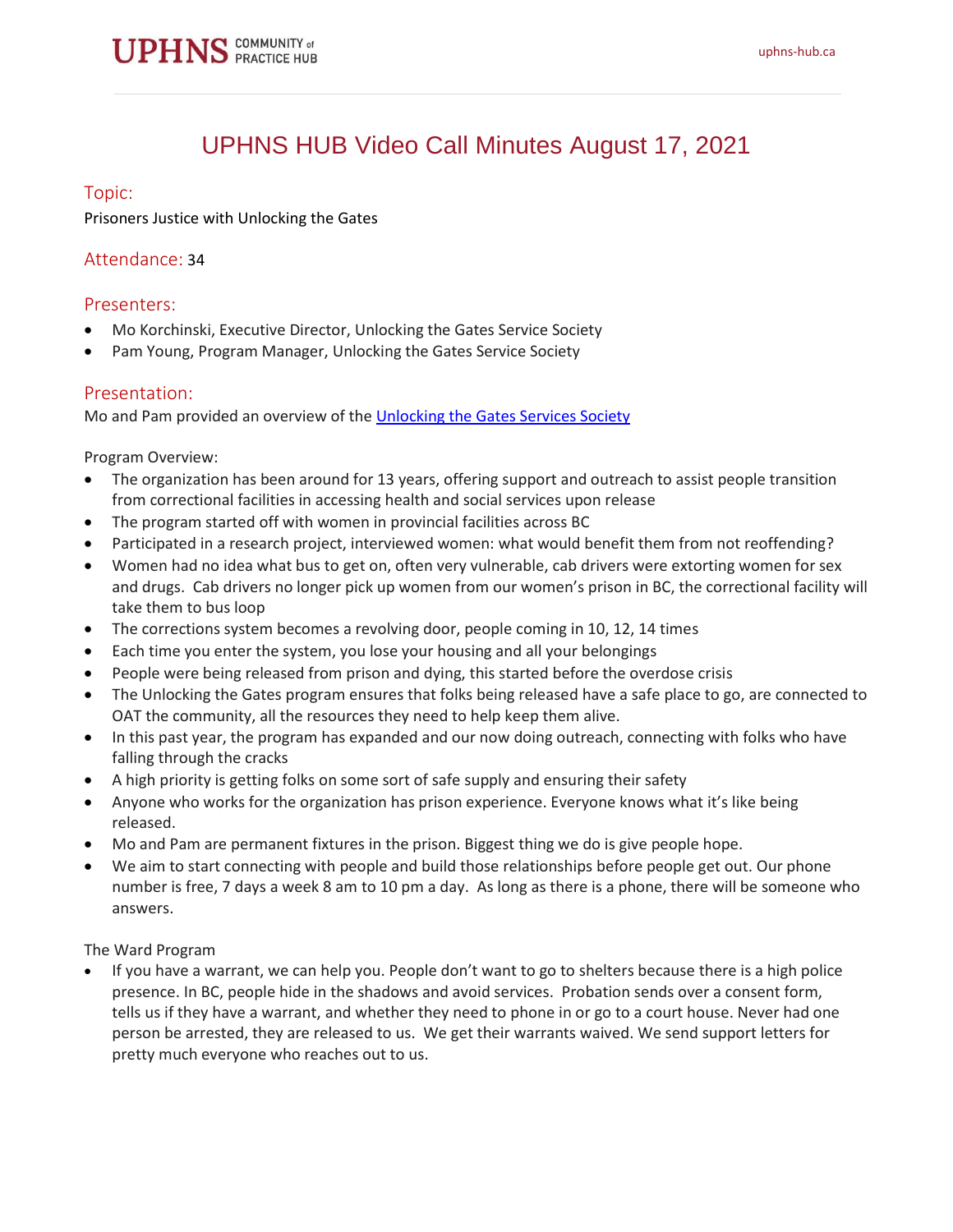# UPHNS HUB Video Call Minutes August 17, 2021

## Topic:

Prisoners Justice with Unlocking the Gates

## Attendance: 34

## Presenters:

- Mo Korchinski, Executive Director, Unlocking the Gates Service Society
- Pam Young, Program Manager, Unlocking the Gates Service Society

## Presentation:

Mo and Pam provided an overview of the Unlocking the Gates Services Society

Program Overview:

- The organization has been around for 13 years, offering support and outreach to assist people transition from correctional facilities in accessing health and social services upon release
- The program started off with women in provincial facilities across BC
- Participated in a research project, interviewed women: what would benefit them from not reoffending?
- Women had no idea what bus to get on, often very vulnerable, cab drivers were extorting women for sex and drugs. Cab drivers no longer pick up women from our women's prison in BC, the correctional facility will take them to bus loop
- The corrections system becomes a revolving door, people coming in 10, 12, 14 times
- Each time you enter the system, you lose your housing and all your belongings
- People were being released from prison and dying, this started before the overdose crisis
- The Unlocking the Gates program ensures that folks being released have a safe place to go, are connected to OAT the community, all the resources they need to help keep them alive.
- In this past year, the program has expanded and our now doing outreach, connecting with folks who have falling through the cracks
- A high priority is getting folks on some sort of safe supply and ensuring their safety
- Anyone who works for the organization has prison experience. Everyone knows what it's like being released.
- Mo and Pam are permanent fixtures in the prison. Biggest thing we do is give people hope.
- We aim to start connecting with people and build those relationships before people get out. Our phone number is free, 7 days a week 8 am to 10 pm a day. As long as there is a phone, there will be someone who answers.

The Ward Program

- If you have a warrant, we can help you. People don't want to go to shelters because there is a high police presence. In BC, people hide in the shadows and avoid services. Probation sends over a consent form, tells us if they have a warrant, and whether they need to phone in or go to a court house. Never had one person be arrested, they are released to us. We get their warrants waived. We send support letters for pretty much everyone who reaches out to us.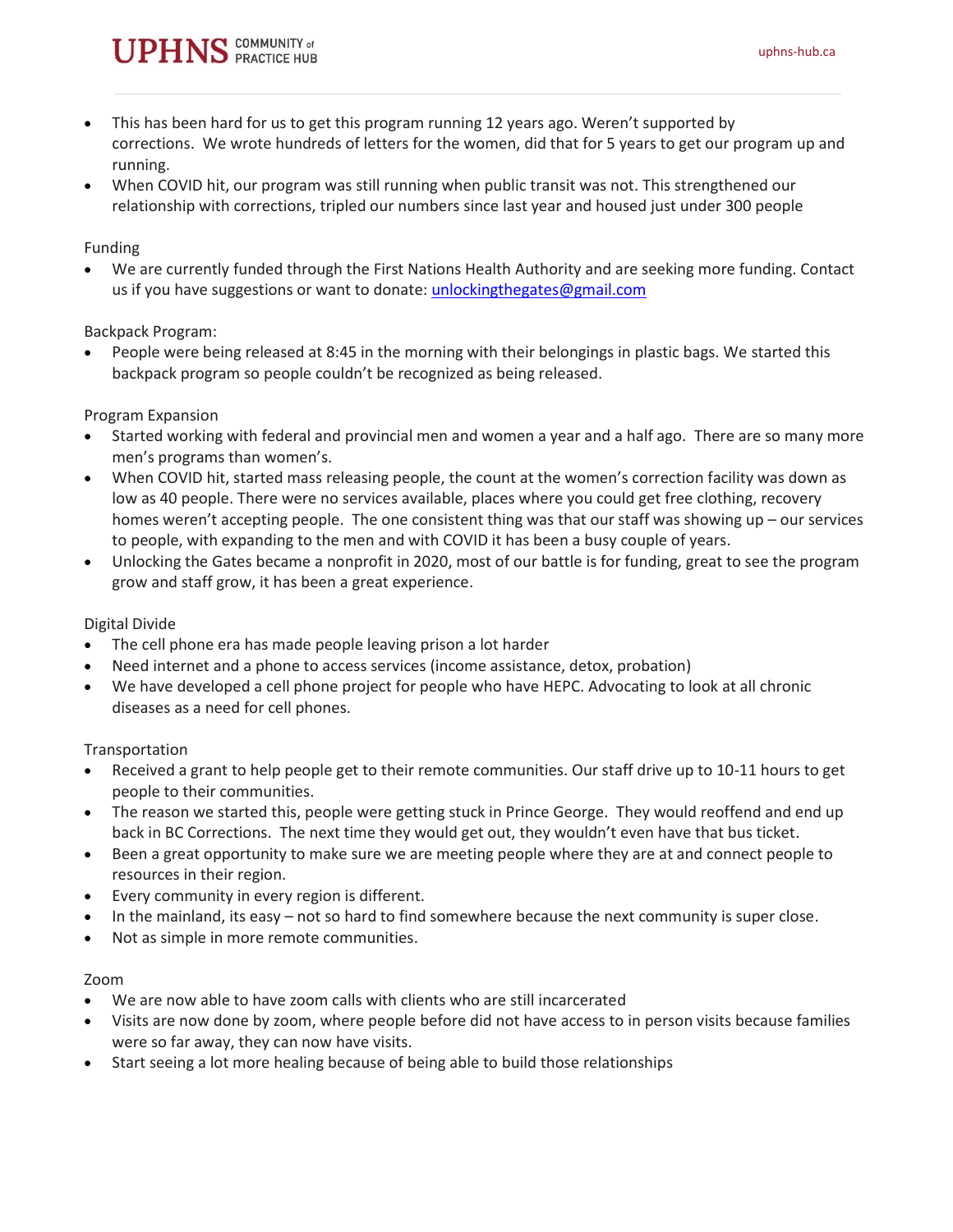- This has been hard for us to get this program running 12 years ago. Weren't supported by corrections. We wrote hundreds of letters for the women, did that for 5 years to get our program up and running.
- When COVID hit, our program was still running when public transit was not. This strengthened our relationship with corrections, tripled our numbers since last year and housed just under 300 people

Funding

- We are currently funded through the First Nations Health Authority and are seeking more funding. Contact us if you have suggestions or want to donate: unlockingthegates@gmail.com

Backpack Program:

- People were being released at 8:45 in the morning with their belongings in plastic bags. We started this backpack program so people couldn't be recognized as being released.

Program Expansion

- Started working with federal and provincial men and women a year and a half ago. There are so many more men's programs than women's.
- When COVID hit, started mass releasing people, the count at the women's correction facility was down as low as 40 people. There were no services available, places where you could get free clothing, recovery homes weren't accepting people. The one consistent thing was that our staff was showing up – our services to people, with expanding to the men and with COVID it has been a busy couple of years.
- Unlocking the Gates became a nonprofit in 2020, most of our battle is for funding, great to see the program grow and staff grow, it has been a great experience.

Digital Divide

- The cell phone era has made people leaving prison a lot harder
- Need internet and a phone to access services (income assistance, detox, probation)
- We have developed a cell phone project for people who have HEPC. Advocating to look at all chronic diseases as a need for cell phones.

Transportation

- Received a grant to help people get to their remote communities. Our staff drive up to 10-11 hours to get people to their communities.
- The reason we started this, people were getting stuck in Prince George. They would reoffend and end up back in BC Corrections. The next time they would get out, they wouldn't even have that bus ticket.
- Been a great opportunity to make sure we are meeting people where they are at and connect people to resources in their region.
- Every community in every region is different.
- In the mainland, its easy – not so hard to find somewhere because the next community is super close.
- Not as simple in more remote communities.

Zoom

- We are now able to have zoom calls with clients who are still incarcerated
- Visits are now done by zoom, where people before did not have access to in person visits because families were so far away, they can now have visits.
- Start seeing a lot more healing because of being able to build those relationships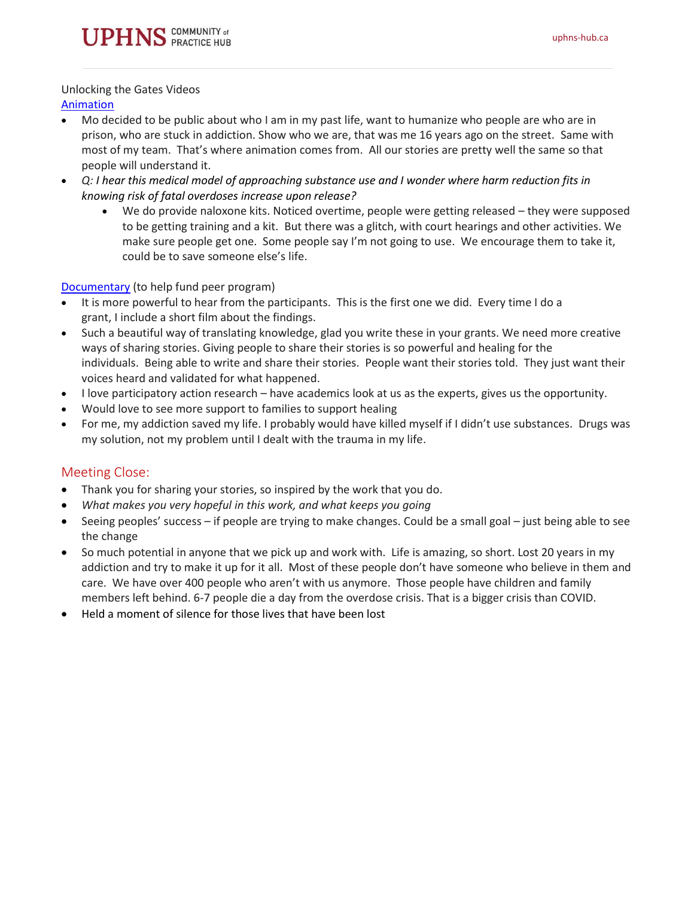Unlocking the Gates Videos

Animation

- Mo decided to be public about who I am in my past life, want to humanize who people are who are in prison, who are stuck in addiction. Show who we are, that was me 16 years ago on the street. Same with most of my team. That's where animation comes from. All our stories are pretty well the same so that people will understand it.
- *Q: I hear this medical model of approaching substance use and I wonder where harm reduction fits in knowing risk of fatal overdoses increase upon release?*
    - We do provide naloxone kits. Noticed overtime, people were getting released – they were supposed to be getting training and a kit. But there was a glitch, with court hearings and other activities. We make sure people get one. Some people say I'm not going to use. We encourage them to take it, could be to save someone else's life.

Documentary (to help fund peer program)

- It is more powerful to hear from the participants. This is the first one we did. Every time I do a grant, I include a short film about the findings.
- Such a beautiful way of translating knowledge, glad you write these in your grants. We need more creative ways of sharing stories. Giving people to share their stories is so powerful and healing for the individuals. Being able to write and share their stories. People want their stories told. They just want their voices heard and validated for what happened.
- I love participatory action research – have academics look at us as the experts, gives us the opportunity.
- Would love to see more support to families to support healing
- For me, my addiction saved my life. I probably would have killed myself if I didn't use substances. Drugs was my solution, not my problem until I dealt with the trauma in my life.

## Meeting Close:

- Thank you for sharing your stories, so inspired by the work that you do.
- *What makes you very hopeful in this work, and what keeps you going*
- Seeing peoples' success – if people are trying to make changes. Could be a small goal – just being able to see the change
- So much potential in anyone that we pick up and work with. Life is amazing, so short. Lost 20 years in my addiction and try to make it up for it all. Most of these people don't have someone who believe in them and care. We have over 400 people who aren't with us anymore. Those people have children and family members left behind. 6-7 people die a day from the overdose crisis. That is a bigger crisis than COVID.
- Held a moment of silence for those lives that have been lost